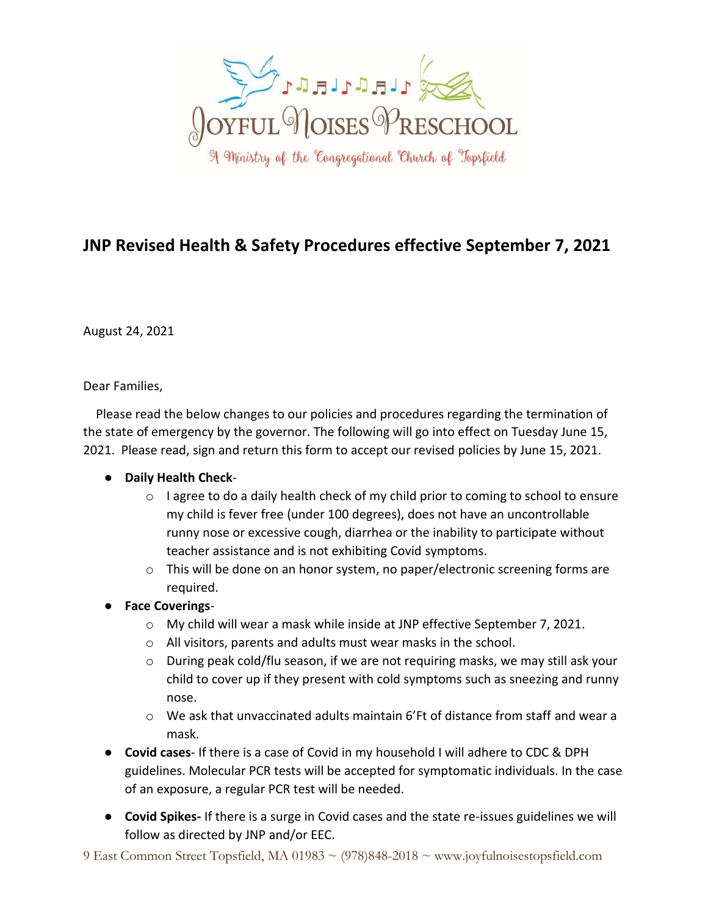Joyful Noises Preschool

A Ministry of the Congregational Church of Topsfield

# JNP Revised Health & Safety Procedures effective September 7, 2021

August 24, 2021

Dear Families,

Please read the below changes to our policies and procedures regarding the termination of the state of emergency by the governor. The following will go into effect on Tuesday June 15, 2021. Please read, sign and return this form to accept our revised policies by June 15, 2021.

- **Daily Health Check**-
  - I agree to do a daily health check of my child prior to coming to school to ensure my child is fever free (under 100 degrees), does not have an uncontrollable runny nose or excessive cough, diarrhea or the inability to participate without teacher assistance and is not exhibiting Covid symptoms.
  - This will be done on an honor system, no paper/electronic screening forms are required.
- **Face Coverings**-
  - My child will wear a mask while inside at JNP effective September 7, 2021.
  - All visitors, parents and adults must wear masks in the school.
  - During peak cold/flu season, if we are not requiring masks, we may still ask your child to cover up if they present with cold symptoms such as sneezing and runny nose.
  - We ask that unvaccinated adults maintain 6'Ft of distance from staff and wear a mask.
- **Covid cases**- If there is a case of Covid in my household I will adhere to CDC & DPH guidelines. Molecular PCR tests will be accepted for symptomatic individuals. In the case of an exposure, a regular PCR test will be needed.
- **Covid Spikes-** If there is a surge in Covid cases and the state re-issues guidelines we will follow as directed by JNP and/or EEC.

9 East Common Street Topsfield, MA 01983 ~ (978)848-2018 ~ www.joyfulnoisestopsfield.com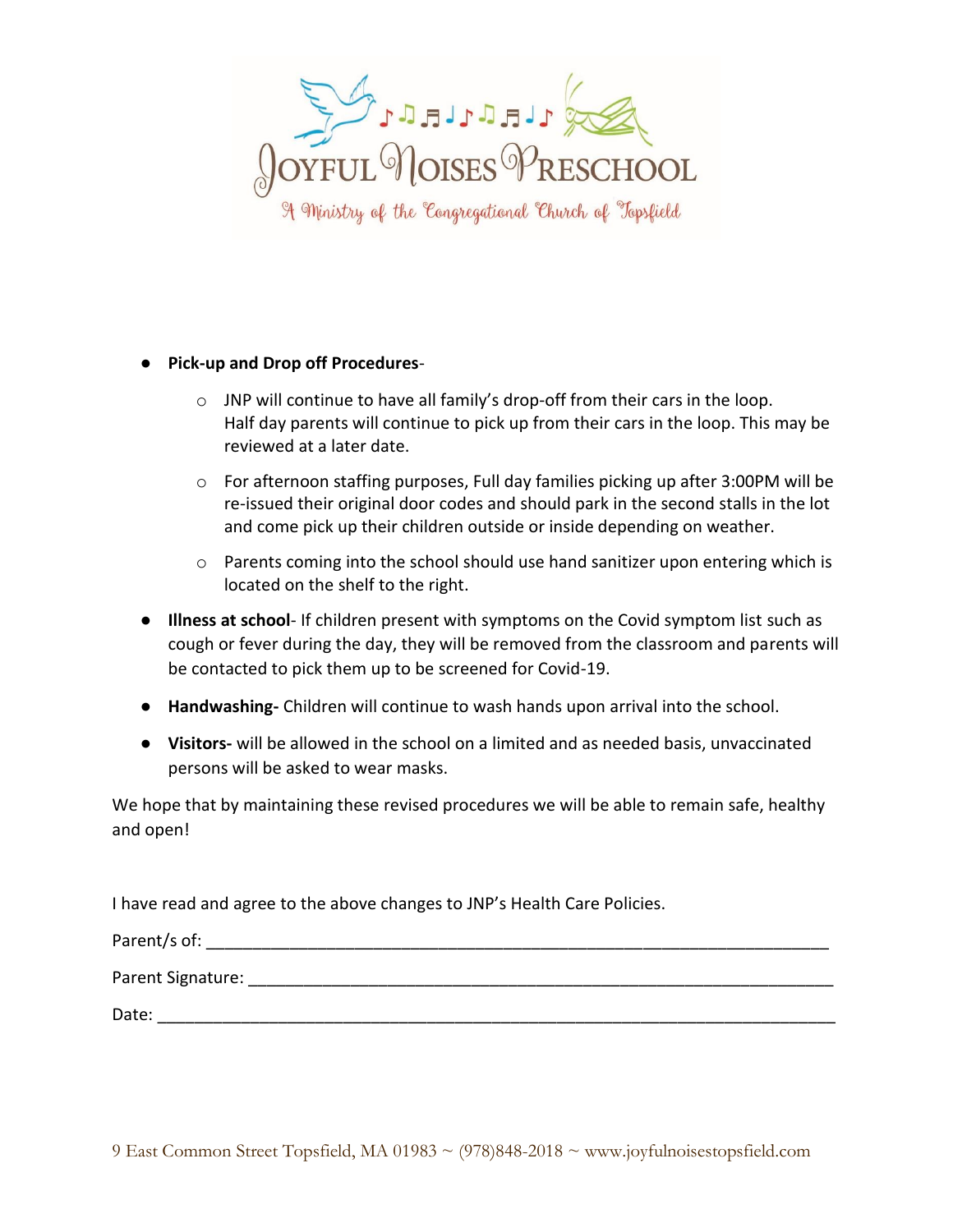# Joyful Noises Preschool

A Ministry of the Congregational Church of Topsfield

- **Pick-up and Drop off Procedures**-
  - JNP will continue to have all family's drop-off from their cars in the loop. Half day parents will continue to pick up from their cars in the loop. This may be reviewed at a later date.
  - For afternoon staffing purposes, Full day families picking up after 3:00PM will be re-issued their original door codes and should park in the second stalls in the lot and come pick up their children outside or inside depending on weather.
  - Parents coming into the school should use hand sanitizer upon entering which is located on the shelf to the right.
- **Illness at school**- If children present with symptoms on the Covid symptom list such as cough or fever during the day, they will be removed from the classroom and parents will be contacted to pick them up to be screened for Covid-19.
- **Handwashing-** Children will continue to wash hands upon arrival into the school.
- **Visitors-** will be allowed in the school on a limited and as needed basis, unvaccinated persons will be asked to wear masks.

We hope that by maintaining these revised procedures we will be able to remain safe, healthy and open!

I have read and agree to the above changes to JNP's Health Care Policies.

Parent/s of: ___________________________________________________________________

Parent Signature: _______________________________________________________________

Date: _________________________________________________________________________

9 East Common Street Topsfield, MA 01983 ~ (978)848-2018 ~ www.joyfulnoisestopsfield.com